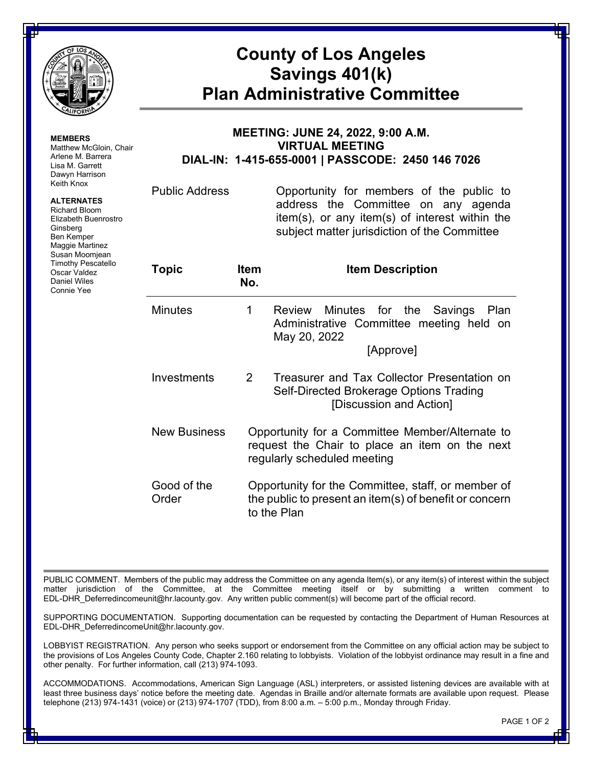# County of Los Angeles Savings 401(k) Plan Administrative Committee

**MEMBERS**
Matthew McGloin, Chair
Arlene M. Barrera
Lisa M. Garrett
Dawyn Harrison
Keith Knox

**ALTERNATES**
Richard Bloom
Elizabeth Buenrostro Ginsberg
Ben Kemper
Maggie Martinez
Susan Moomjean
Timothy Pescatello
Oscar Valdez
Daniel Wiles
Connie Yee

## MEETING: JUNE 24, 2022, 9:00 A.M.
## VIRTUAL MEETING
## DIAL-IN: 1-415-655-0001 | PASSCODE: 2450 146 7026

Public Address — Opportunity for members of the public to address the Committee on any agenda item(s), or any item(s) of interest within the subject matter jurisdiction of the Committee

| Topic | Item No. | Item Description |
|---|---|---|
| Minutes | 1 | Review Minutes for the Savings Plan Administrative Committee meeting held on May 20, 2022 [Approve] |
| Investments | 2 | Treasurer and Tax Collector Presentation on Self-Directed Brokerage Options Trading [Discussion and Action] |
| New Business | | Opportunity for a Committee Member/Alternate to request the Chair to place an item on the next regularly scheduled meeting |
| Good of the Order | | Opportunity for the Committee, staff, or member of the public to present an item(s) of benefit or concern to the Plan |

PUBLIC COMMENT. Members of the public may address the Committee on any agenda Item(s), or any item(s) of interest within the subject matter jurisdiction of the Committee, at the Committee meeting itself or by submitting a written comment to EDL-DHR_Deferredincomeunit@hr.lacounty.gov. Any written public comment(s) will become part of the official record.

SUPPORTING DOCUMENTATION. Supporting documentation can be requested by contacting the Department of Human Resources at EDL-DHR_DeferredincomeUnit@hr.lacounty.gov.

LOBBYIST REGISTRATION. Any person who seeks support or endorsement from the Committee on any official action may be subject to the provisions of Los Angeles County Code, Chapter 2.160 relating to lobbyists. Violation of the lobbyist ordinance may result in a fine and other penalty. For further information, call (213) 974-1093.

ACCOMMODATIONS. Accommodations, American Sign Language (ASL) interpreters, or assisted listening devices are available with at least three business days' notice before the meeting date. Agendas in Braille and/or alternate formats are available upon request. Please telephone (213) 974-1431 (voice) or (213) 974-1707 (TDD), from 8:00 a.m. – 5:00 p.m., Monday through Friday.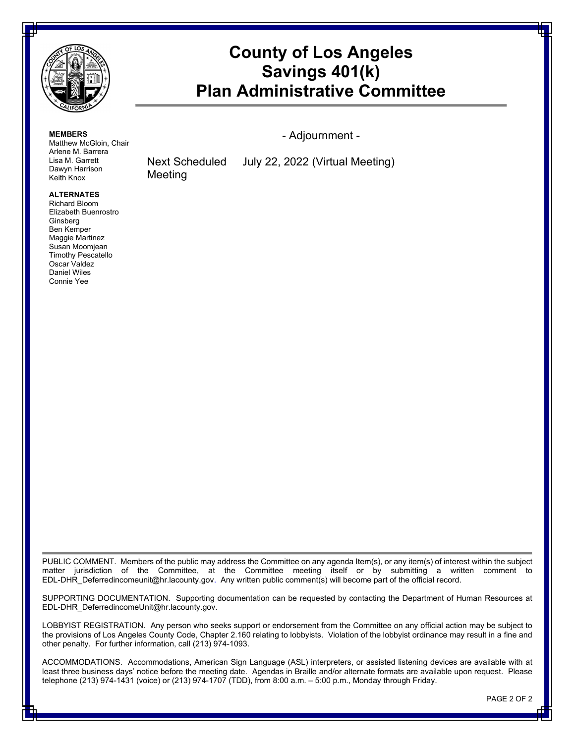# County of Los Angeles Savings 401(k) Plan Administrative Committee

**MEMBERS**
Matthew McGloin, Chair
Arlene M. Barrera
Lisa M. Garrett
Dawyn Harrison
Keith Knox

**ALTERNATES**
Richard Bloom
Elizabeth Buenrostro Ginsberg
Ben Kemper
Maggie Martinez
Susan Moomjean
Timothy Pescatello
Oscar Valdez
Daniel Wiles
Connie Yee

- Adjournment -

Next Scheduled Meeting July 22, 2022 (Virtual Meeting)

PUBLIC COMMENT. Members of the public may address the Committee on any agenda Item(s), or any item(s) of interest within the subject matter jurisdiction of the Committee, at the Committee meeting itself or by submitting a written comment to EDL-DHR_Deferredincomeunit@hr.lacounty.gov. Any written public comment(s) will become part of the official record.

SUPPORTING DOCUMENTATION. Supporting documentation can be requested by contacting the Department of Human Resources at EDL-DHR_DeferredincomeUnit@hr.lacounty.gov.

LOBBYIST REGISTRATION. Any person who seeks support or endorsement from the Committee on any official action may be subject to the provisions of Los Angeles County Code, Chapter 2.160 relating to lobbyists. Violation of the lobbyist ordinance may result in a fine and other penalty. For further information, call (213) 974-1093.

ACCOMMODATIONS. Accommodations, American Sign Language (ASL) interpreters, or assisted listening devices are available with at least three business days' notice before the meeting date. Agendas in Braille and/or alternate formats are available upon request. Please telephone (213) 974-1431 (voice) or (213) 974-1707 (TDD), from 8:00 a.m. – 5:00 p.m., Monday through Friday.